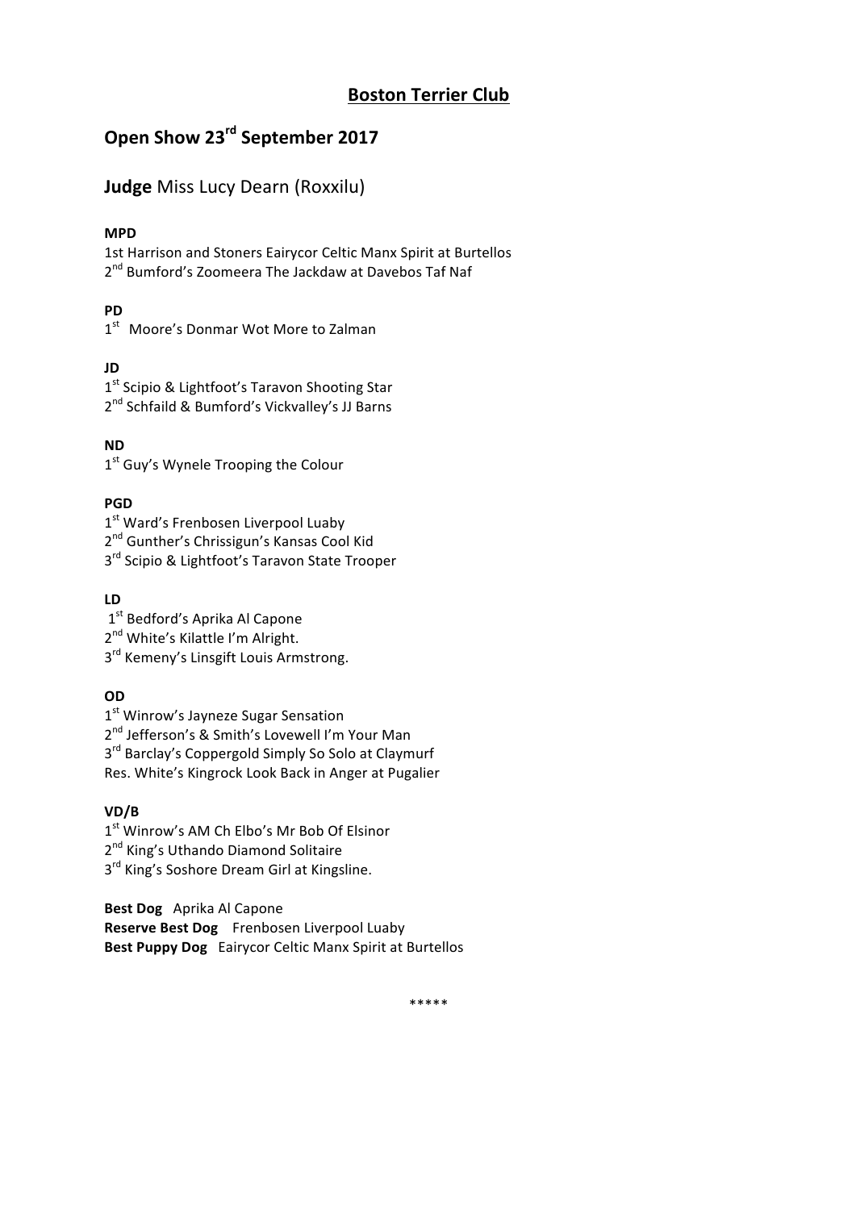# Boston Terrier Club

## Open Show 23rd September 2017

### **Judge** Miss Lucy Dearn (Roxxilu)

**MPD**

1st Harrison and Stoners Eairycor Celtic Manx Spirit at Burtellos
2nd Bumford's Zoomeera The Jackdaw at Davebos Taf Naf

**PD**

1st Moore's Donmar Wot More to Zalman

**JD**

1st Scipio & Lightfoot's Taravon Shooting Star
2nd Schfaild & Bumford's Vickvalley's JJ Barns

**ND**

1st Guy's Wynele Trooping the Colour

**PGD**

1st Ward's Frenbosen Liverpool Luaby
2nd Gunther's Chrissigun's Kansas Cool Kid
3rd Scipio & Lightfoot's Taravon State Trooper

**LD**

1st Bedford's Aprika Al Capone
2nd White's Kilattle I'm Alright.
3rd Kemeny's Linsgift Louis Armstrong.

**OD**

1st Winrow's Jayneze Sugar Sensation
2nd Jefferson's & Smith's Lovewell I'm Your Man
3rd Barclay's Coppergold Simply So Solo at Claymurf
Res. White's Kingrock Look Back in Anger at Pugalier

**VD/B**

1st Winrow's AM Ch Elbo's Mr Bob Of Elsinor
2nd King's Uthando Diamond Solitaire
3rd King's Soshore Dream Girl at Kingsline.

**Best Dog** Aprika Al Capone
**Reserve Best Dog** Frenbosen Liverpool Luaby
**Best Puppy Dog** Eairycor Celtic Manx Spirit at Burtellos

*****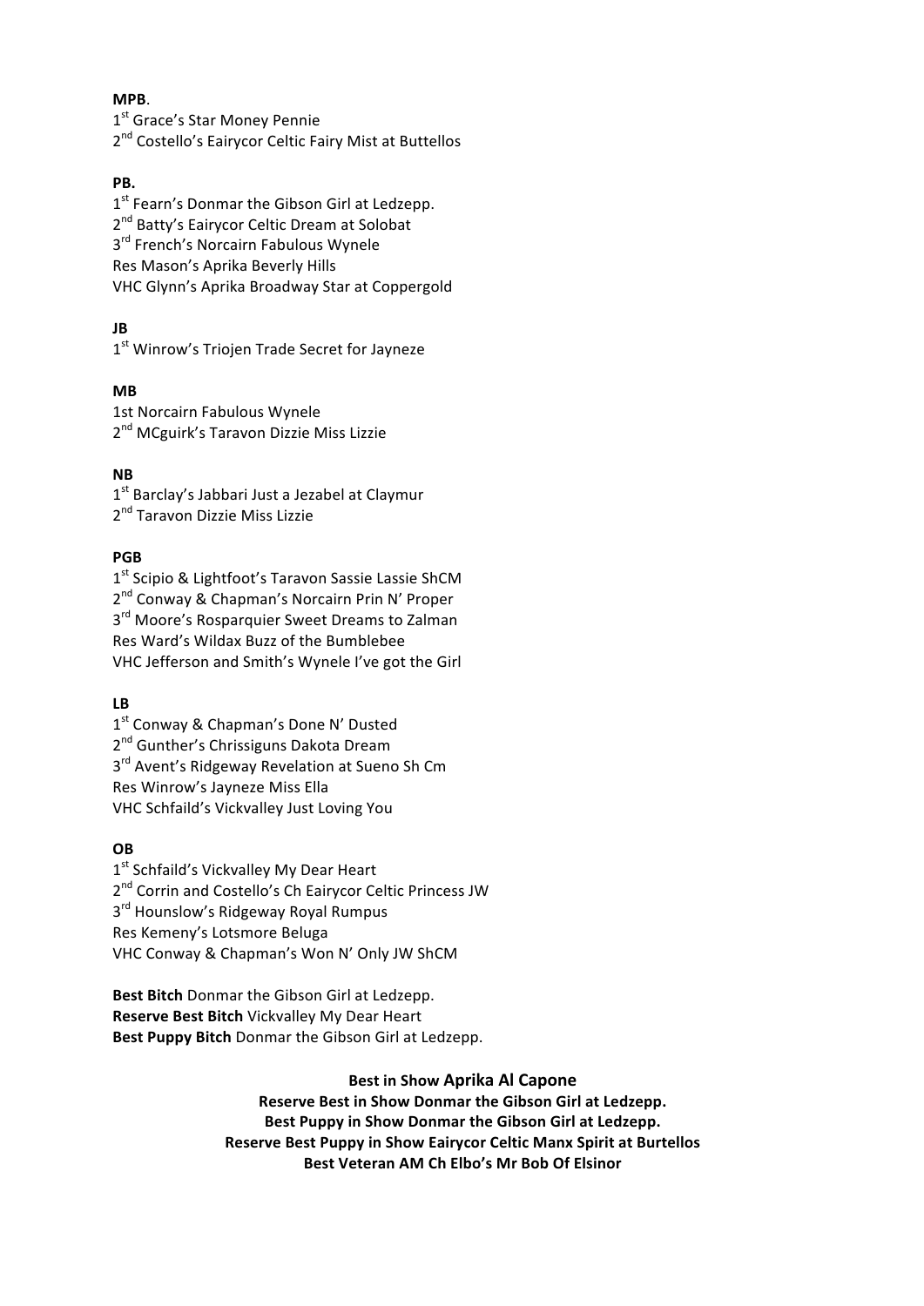**MPB**.

1st Grace's Star Money Pennie
2nd Costello's Eairycor Celtic Fairy Mist at Buttellos

**PB.**

1st Fearn's Donmar the Gibson Girl at Ledzepp.
2nd Batty's Eairycor Celtic Dream at Solobat
3rd French's Norcairn Fabulous Wynele
Res Mason's Aprika Beverly Hills
VHC Glynn's Aprika Broadway Star at Coppergold

**JB**

1st Winrow's Triojen Trade Secret for Jayneze

**MB**

1st Norcairn Fabulous Wynele
2nd MCguirk's Taravon Dizzie Miss Lizzie

**NB**

1st Barclay's Jabbari Just a Jezabel at Claymur
2nd Taravon Dizzie Miss Lizzie

**PGB**

1st Scipio & Lightfoot's Taravon Sassie Lassie ShCM
2nd Conway & Chapman's Norcairn Prin N' Proper
3rd Moore's Rosparquier Sweet Dreams to Zalman
Res Ward's Wildax Buzz of the Bumblebee
VHC Jefferson and Smith's Wynele I've got the Girl

**LB**

1st Conway & Chapman's Done N' Dusted
2nd Gunther's Chrissiguns Dakota Dream
3rd Avent's Ridgeway Revelation at Sueno Sh Cm
Res Winrow's Jayneze Miss Ella
VHC Schfaild's Vickvalley Just Loving You

**OB**

1st Schfaild's Vickvalley My Dear Heart
2nd Corrin and Costello's Ch Eairycor Celtic Princess JW
3rd Hounslow's Ridgeway Royal Rumpus
Res Kemeny's Lotsmore Beluga
VHC Conway & Chapman's Won N' Only JW ShCM

**Best Bitch** Donmar the Gibson Girl at Ledzepp.
**Reserve Best Bitch** Vickvalley My Dear Heart
**Best Puppy Bitch** Donmar the Gibson Girl at Ledzepp.

**Best in Show Aprika Al Capone**
**Reserve Best in Show Donmar the Gibson Girl at Ledzepp.**
**Best Puppy in Show Donmar the Gibson Girl at Ledzepp.**
**Reserve Best Puppy in Show Eairycor Celtic Manx Spirit at Burtellos**
**Best Veteran AM Ch Elbo's Mr Bob Of Elsinor**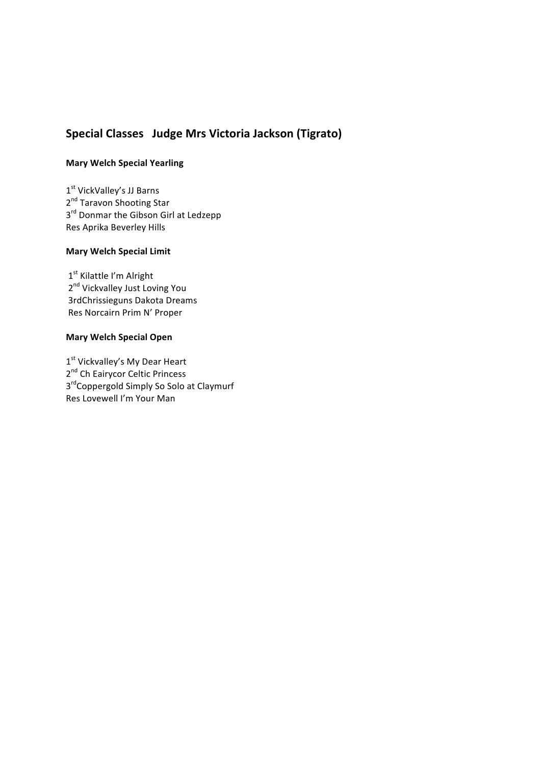## Special Classes Judge Mrs Victoria Jackson (Tigrato)

**Mary Welch Special Yearling**

1st VickValley's JJ Barns
2nd Taravon Shooting Star
3rd Donmar the Gibson Girl at Ledzepp
Res Aprika Beverley Hills

**Mary Welch Special Limit**

1st Kilattle I'm Alright
2nd Vickvalley Just Loving You
3rdChrissieguns Dakota Dreams
Res Norcairn Prim N' Proper

**Mary Welch Special Open**

1st Vickvalley's My Dear Heart
2nd Ch Eairycor Celtic Princess
3rdCoppergold Simply So Solo at Claymurf
Res Lovewell I'm Your Man